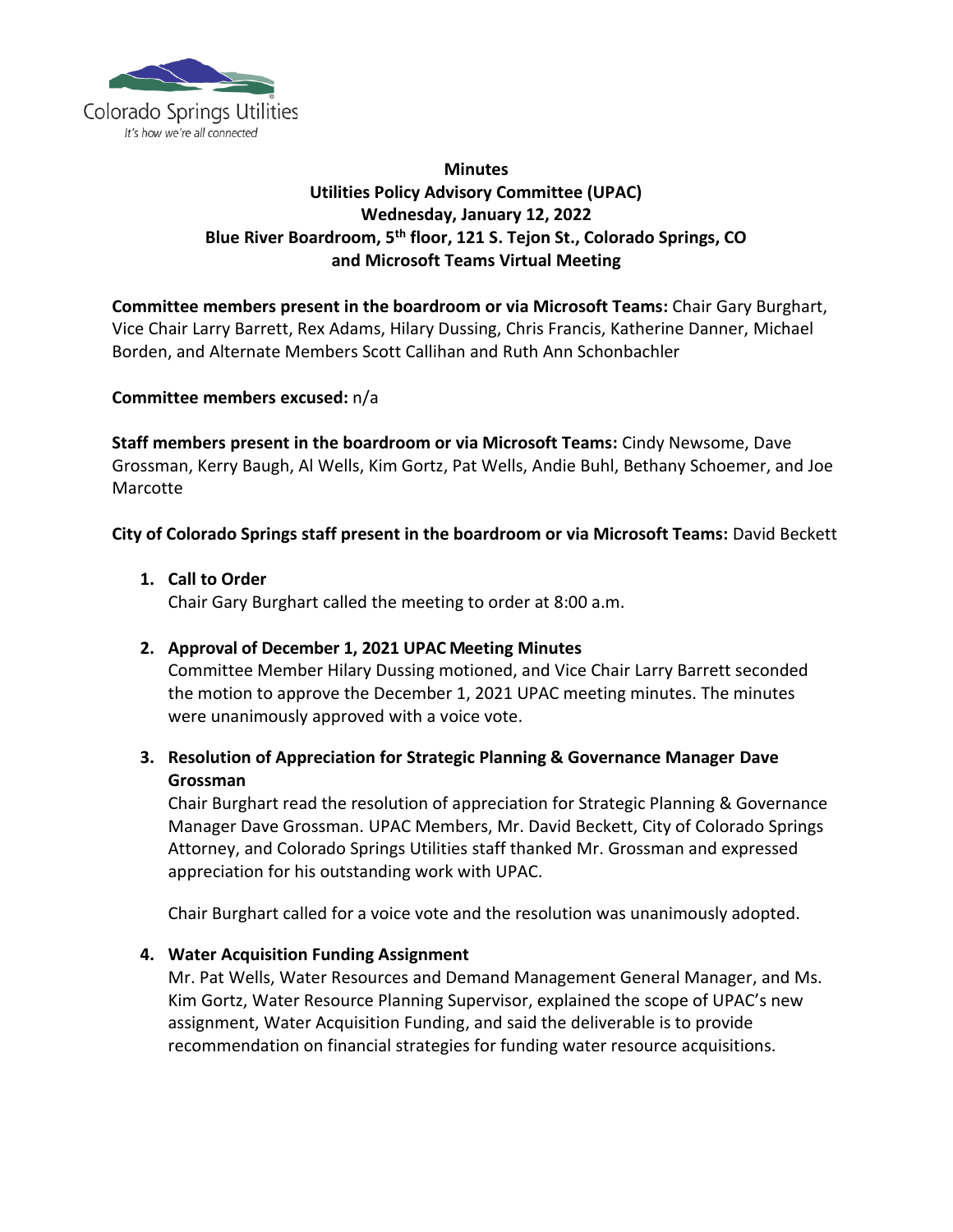Colorado Springs Utilities
*It's how we're all connected*

**Minutes**
**Utilities Policy Advisory Committee (UPAC)**
**Wednesday, January 12, 2022**
**Blue River Boardroom, 5th floor, 121 S. Tejon St., Colorado Springs, CO**
**and Microsoft Teams Virtual Meeting**

**Committee members present in the boardroom or via Microsoft Teams:** Chair Gary Burghart, Vice Chair Larry Barrett, Rex Adams, Hilary Dussing, Chris Francis, Katherine Danner, Michael Borden, and Alternate Members Scott Callihan and Ruth Ann Schonbachler

**Committee members excused:** n/a

**Staff members present in the boardroom or via Microsoft Teams:** Cindy Newsome, Dave Grossman, Kerry Baugh, Al Wells, Kim Gortz, Pat Wells, Andie Buhl, Bethany Schoemer, and Joe Marcotte

**City of Colorado Springs staff present in the boardroom or via Microsoft Teams:** David Beckett

1. **Call to Order**
   Chair Gary Burghart called the meeting to order at 8:00 a.m.

2. **Approval of December 1, 2021 UPAC Meeting Minutes**
   Committee Member Hilary Dussing motioned, and Vice Chair Larry Barrett seconded the motion to approve the December 1, 2021 UPAC meeting minutes. The minutes were unanimously approved with a voice vote.

3. **Resolution of Appreciation for Strategic Planning & Governance Manager Dave Grossman**
   Chair Burghart read the resolution of appreciation for Strategic Planning & Governance Manager Dave Grossman. UPAC Members, Mr. David Beckett, City of Colorado Springs Attorney, and Colorado Springs Utilities staff thanked Mr. Grossman and expressed appreciation for his outstanding work with UPAC.

   Chair Burghart called for a voice vote and the resolution was unanimously adopted.

4. **Water Acquisition Funding Assignment**
   Mr. Pat Wells, Water Resources and Demand Management General Manager, and Ms. Kim Gortz, Water Resource Planning Supervisor, explained the scope of UPAC's new assignment, Water Acquisition Funding, and said the deliverable is to provide recommendation on financial strategies for funding water resource acquisitions.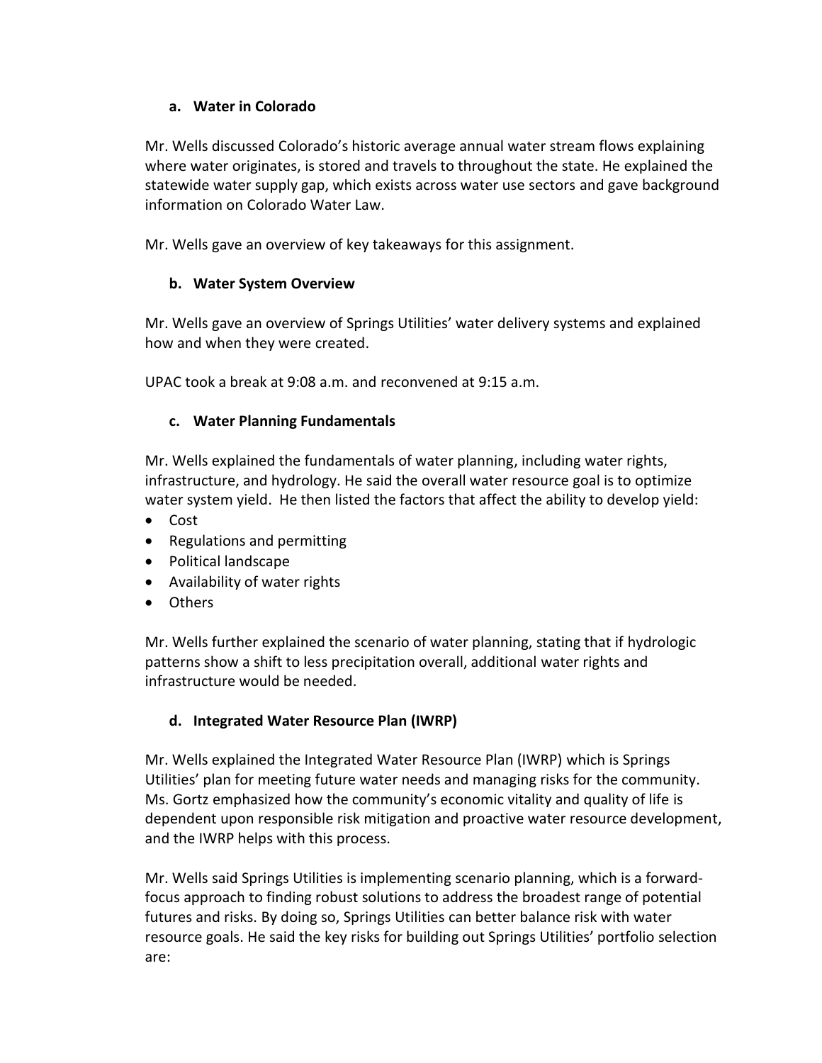### a. Water in Colorado

Mr. Wells discussed Colorado's historic average annual water stream flows explaining where water originates, is stored and travels to throughout the state. He explained the statewide water supply gap, which exists across water use sectors and gave background information on Colorado Water Law.

Mr. Wells gave an overview of key takeaways for this assignment.

### b. Water System Overview

Mr. Wells gave an overview of Springs Utilities' water delivery systems and explained how and when they were created.

UPAC took a break at 9:08 a.m. and reconvened at 9:15 a.m.

### c. Water Planning Fundamentals

Mr. Wells explained the fundamentals of water planning, including water rights, infrastructure, and hydrology. He said the overall water resource goal is to optimize water system yield. He then listed the factors that affect the ability to develop yield:

- Cost
- Regulations and permitting
- Political landscape
- Availability of water rights
- Others

Mr. Wells further explained the scenario of water planning, stating that if hydrologic patterns show a shift to less precipitation overall, additional water rights and infrastructure would be needed.

### d. Integrated Water Resource Plan (IWRP)

Mr. Wells explained the Integrated Water Resource Plan (IWRP) which is Springs Utilities' plan for meeting future water needs and managing risks for the community. Ms. Gortz emphasized how the community's economic vitality and quality of life is dependent upon responsible risk mitigation and proactive water resource development, and the IWRP helps with this process.

Mr. Wells said Springs Utilities is implementing scenario planning, which is a forward-focus approach to finding robust solutions to address the broadest range of potential futures and risks. By doing so, Springs Utilities can better balance risk with water resource goals. He said the key risks for building out Springs Utilities' portfolio selection are: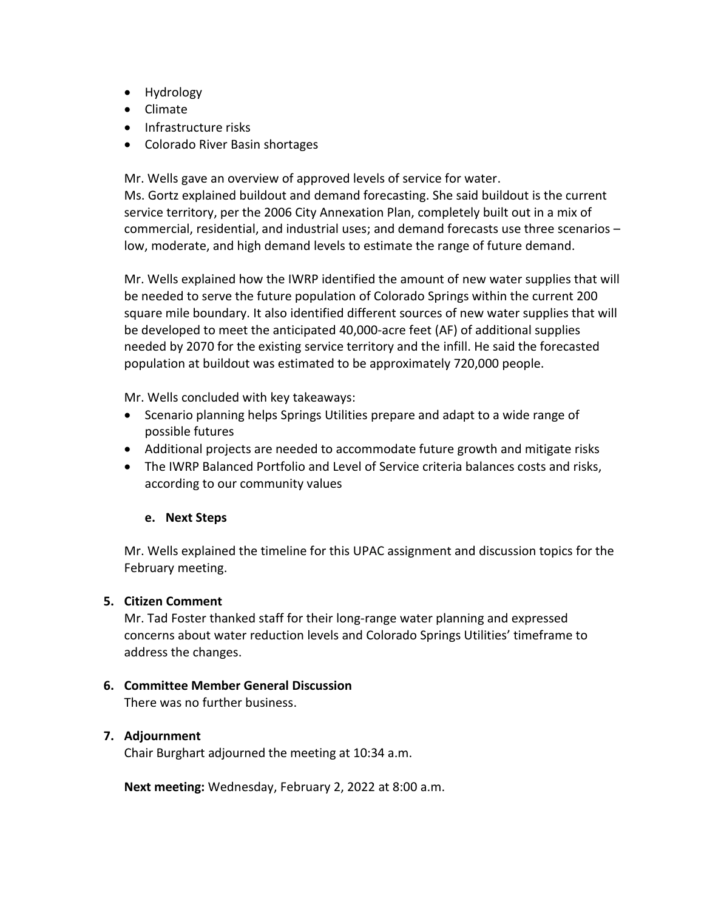- Hydrology
- Climate
- Infrastructure risks
- Colorado River Basin shortages

Mr. Wells gave an overview of approved levels of service for water.
Ms. Gortz explained buildout and demand forecasting. She said buildout is the current service territory, per the 2006 City Annexation Plan, completely built out in a mix of commercial, residential, and industrial uses; and demand forecasts use three scenarios – low, moderate, and high demand levels to estimate the range of future demand.

Mr. Wells explained how the IWRP identified the amount of new water supplies that will be needed to serve the future population of Colorado Springs within the current 200 square mile boundary. It also identified different sources of new water supplies that will be developed to meet the anticipated 40,000-acre feet (AF) of additional supplies needed by 2070 for the existing service territory and the infill. He said the forecasted population at buildout was estimated to be approximately 720,000 people.

Mr. Wells concluded with key takeaways:

- Scenario planning helps Springs Utilities prepare and adapt to a wide range of possible futures
- Additional projects are needed to accommodate future growth and mitigate risks
- The IWRP Balanced Portfolio and Level of Service criteria balances costs and risks, according to our community values

**e. Next Steps**

Mr. Wells explained the timeline for this UPAC assignment and discussion topics for the February meeting.

**5. Citizen Comment**

Mr. Tad Foster thanked staff for their long-range water planning and expressed concerns about water reduction levels and Colorado Springs Utilities' timeframe to address the changes.

**6. Committee Member General Discussion**

There was no further business.

**7. Adjournment**

Chair Burghart adjourned the meeting at 10:34 a.m.

**Next meeting:** Wednesday, February 2, 2022 at 8:00 a.m.